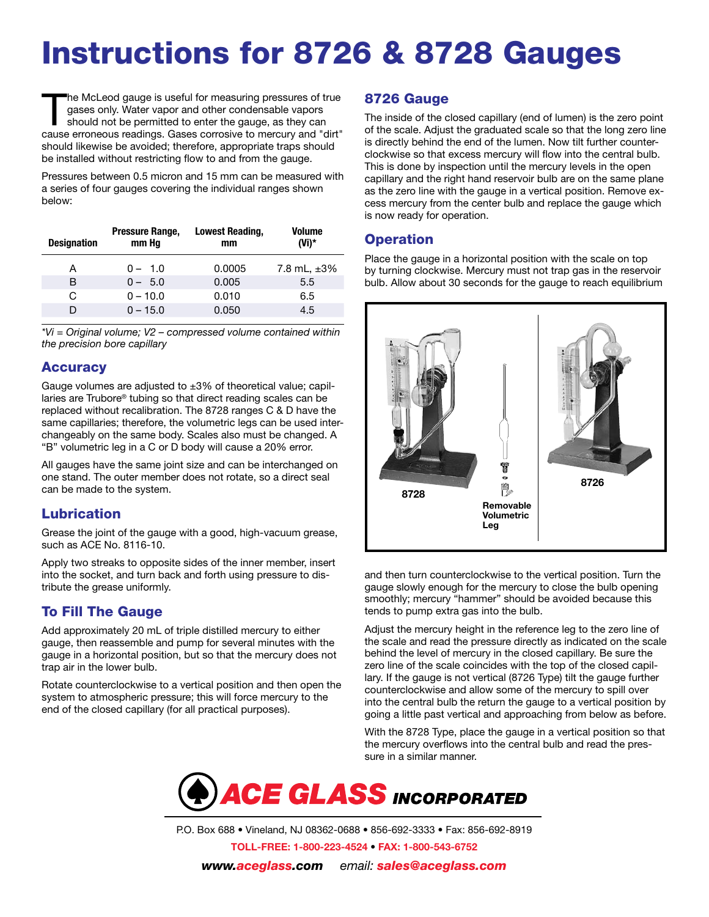# Instructions for 8726 & 8728 Gauges

The McLeod gauge is useful for measuring pressures of true gases only. Water vapor and other condensable vapors should not be permitted to enter the gauge, as they can cause erroneous readings. Gases corrosive to mercury and "dirt" should likewise be avoided; therefore, appropriate traps should be installed without restricting flow to and from the gauge.

Pressures between 0.5 micron and 15 mm can be measured with a series of four gauges covering the individual ranges shown below:

| Designation | Pressure Range, mm Hg | Lowest Reading, mm | Volume (Vi)* |
|---|---|---|---|
| A | 0 – 1.0 | 0.0005 | 7.8 mL, ±3% |
| B | 0 – 5.0 | 0.005 | 5.5 |
| C | 0 – 10.0 | 0.010 | 6.5 |
| D | 0 – 15.0 | 0.050 | 4.5 |

*\*Vi = Original volume; V2 – compressed volume contained within the precision bore capillary*

## Accuracy

Gauge volumes are adjusted to ±3% of theoretical value; capillaries are Trubore® tubing so that direct reading scales can be replaced without recalibration. The 8728 ranges C & D have the same capillaries; therefore, the volumetric legs can be used interchangeably on the same body. Scales also must be changed. A "B" volumetric leg in a C or D body will cause a 20% error.

All gauges have the same joint size and can be interchanged on one stand. The outer member does not rotate, so a direct seal can be made to the system.

## Lubrication

Grease the joint of the gauge with a good, high-vacuum grease, such as ACE No. 8116-10.

Apply two streaks to opposite sides of the inner member, insert into the socket, and turn back and forth using pressure to distribute the grease uniformly.

## To Fill The Gauge

Add approximately 20 mL of triple distilled mercury to either gauge, then reassemble and pump for several minutes with the gauge in a horizontal position, but so that the mercury does not trap air in the lower bulb.

Rotate counterclockwise to a vertical position and then open the system to atmospheric pressure; this will force mercury to the end of the closed capillary (for all practical purposes).

## 8726 Gauge

The inside of the closed capillary (end of lumen) is the zero point of the scale. Adjust the graduated scale so that the long zero line is directly behind the end of the lumen. Now tilt further counterclockwise so that excess mercury will flow into the central bulb. This is done by inspection until the mercury levels in the open capillary and the right hand reservoir bulb are on the same plane as the zero line with the gauge in a vertical position. Remove excess mercury from the center bulb and replace the gauge which is now ready for operation.

## Operation

Place the gauge in a horizontal position with the scale on top by turning clockwise. Mercury must not trap gas in the reservoir bulb. Allow about 30 seconds for the gauge to reach equilibrium and then turn counterclockwise to the vertical position. Turn the gauge slowly enough for the mercury to close the bulb opening smoothly; mercury "hammer" should be avoided because this tends to pump extra gas into the bulb.

8728 | Removable Volumetric Leg | 8726

Adjust the mercury height in the reference leg to the zero line of the scale and read the pressure directly as indicated on the scale behind the level of mercury in the closed capillary. Be sure the zero line of the scale coincides with the top of the closed capillary. If the gauge is not vertical (8726 Type) tilt the gauge further counterclockwise and allow some of the mercury to spill over into the central bulb the return the gauge to a vertical position by going a little past vertical and approaching from below as before.

With the 8728 Type, place the gauge in a vertical position so that the mercury overflows into the central bulb and read the pressure in a similar manner.

**ACE GLASS INCORPORATED**

P.O. Box 688 • Vineland, NJ 08362-0688 • 856-692-3333 • Fax: 856-692-8919

TOLL-FREE: 1-800-223-4524 • FAX: 1-800-543-6752

www.aceglass.com email: sales@aceglass.com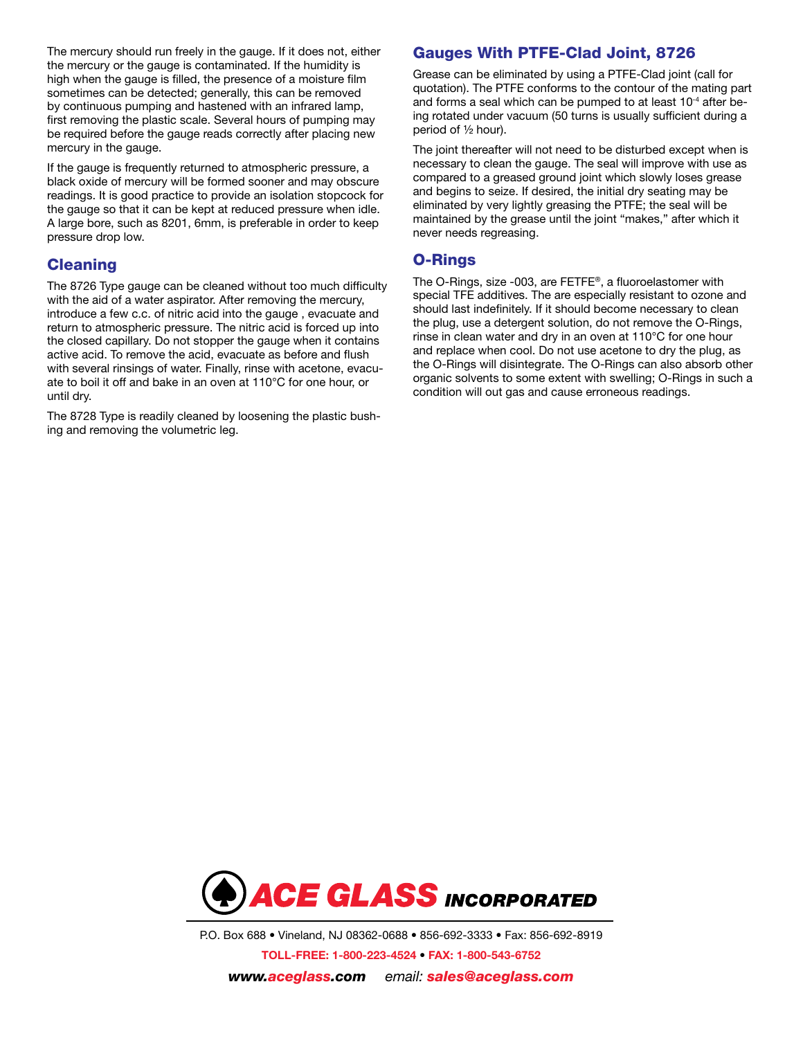The mercury should run freely in the gauge. If it does not, either the mercury or the gauge is contaminated. If the humidity is high when the gauge is filled, the presence of a moisture film sometimes can be detected; generally, this can be removed by continuous pumping and hastened with an infrared lamp, first removing the plastic scale. Several hours of pumping may be required before the gauge reads correctly after placing new mercury in the gauge.

If the gauge is frequently returned to atmospheric pressure, a black oxide of mercury will be formed sooner and may obscure readings. It is good practice to provide an isolation stopcock for the gauge so that it can be kept at reduced pressure when idle. A large bore, such as 8201, 6mm, is preferable in order to keep pressure drop low.

## Cleaning

The 8726 Type gauge can be cleaned without too much difficulty with the aid of a water aspirator. After removing the mercury, introduce a few c.c. of nitric acid into the gauge , evacuate and return to atmospheric pressure. The nitric acid is forced up into the closed capillary. Do not stopper the gauge when it contains active acid. To remove the acid, evacuate as before and flush with several rinsings of water. Finally, rinse with acetone, evacuate to boil it off and bake in an oven at 110°C for one hour, or until dry.

The 8728 Type is readily cleaned by loosening the plastic bushing and removing the volumetric leg.

## Gauges With PTFE-Clad Joint, 8726

Grease can be eliminated by using a PTFE-Clad joint (call for quotation). The PTFE conforms to the contour of the mating part and forms a seal which can be pumped to at least $10^{-4}$ after being rotated under vacuum (50 turns is usually sufficient during a period of ½ hour).

The joint thereafter will not need to be disturbed except when is necessary to clean the gauge. The seal will improve with use as compared to a greased ground joint which slowly loses grease and begins to seize. If desired, the initial dry seating may be eliminated by very lightly greasing the PTFE; the seal will be maintained by the grease until the joint "makes," after which it never needs regreasing.

## O-Rings

The O-Rings, size -003, are FETFE®, a fluoroelastomer with special TFE additives. The are especially resistant to ozone and should last indefinitely. If it should become necessary to clean the plug, use a detergent solution, do not remove the O-Rings, rinse in clean water and dry in an oven at 110°C for one hour and replace when cool. Do not use acetone to dry the plug, as the O-Rings will disintegrate. The O-Rings can also absorb other organic solvents to some extent with swelling; O-Rings in such a condition will out gas and cause erroneous readings.

**ACE GLASS INCORPORATED**

P.O. Box 688 • Vineland, NJ 08362-0688 • 856-692-3333 • Fax: 856-692-8919

**TOLL-FREE: 1-800-223-4524 • FAX: 1-800-543-6752**

***www.aceglass.com*** *email:* ***sales@aceglass.com***